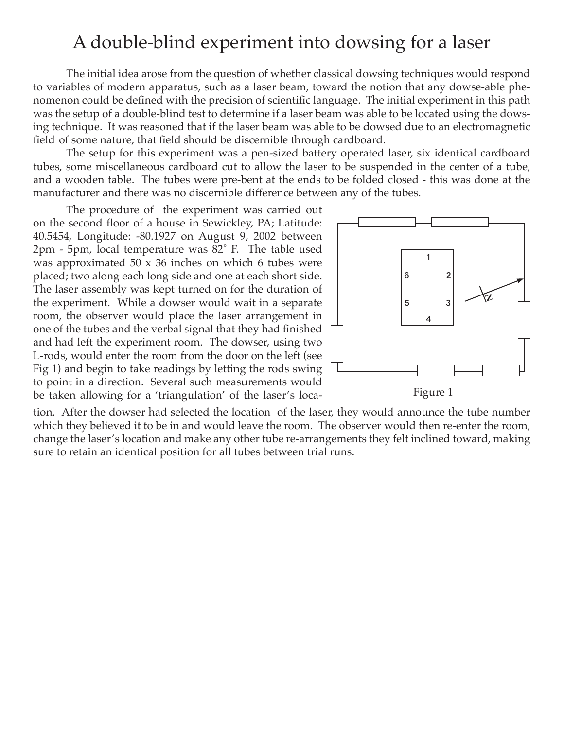# A double-blind experiment into dowsing for a laser

The initial idea arose from the question of whether classical dowsing techniques would respond to variables of modern apparatus, such as a laser beam, toward the notion that any dowse-able phenomenon could be defined with the precision of scientific language. The initial experiment in this path was the setup of a double-blind test to determine if a laser beam was able to be located using the dowsing technique. It was reasoned that if the laser beam was able to be dowsed due to an electromagnetic field of some nature, that field should be discernible through cardboard.

The setup for this experiment was a pen-sized battery operated laser, six identical cardboard tubes, some miscellaneous cardboard cut to allow the laser to be suspended in the center of a tube, and a wooden table. The tubes were pre-bent at the ends to be folded closed - this was done at the manufacturer and there was no discernible difference between any of the tubes.

The procedure of the experiment was carried out on the second floor of a house in Sewickley, PA; Latitude: 40.5454, Longitude: -80.1927 on August 9, 2002 between 2pm - 5pm, local temperature was 82˚ F. The table used was approximated 50 x 36 inches on which 6 tubes were placed; two along each long side and one at each short side. The laser assembly was kept turned on for the duration of the experiment. While a dowser would wait in a separate room, the observer would place the laser arrangement in one of the tubes and the verbal signal that they had finished and had left the experiment room. The dowser, using two L-rods, would enter the room from the door on the left (see Fig 1) and begin to take readings by letting the rods swing to point in a direction. Several such measurements would be taken allowing for a 'triangulation' of the laser's location. After the dowser had selected the location of the laser, they would announce the tube number which they believed it to be in and would leave the room. The observer would then re-enter the room, change the laser's location and make any other tube re-arrangements they felt inclined toward, making sure to retain an identical position for all tubes between trial runs.

Figure 1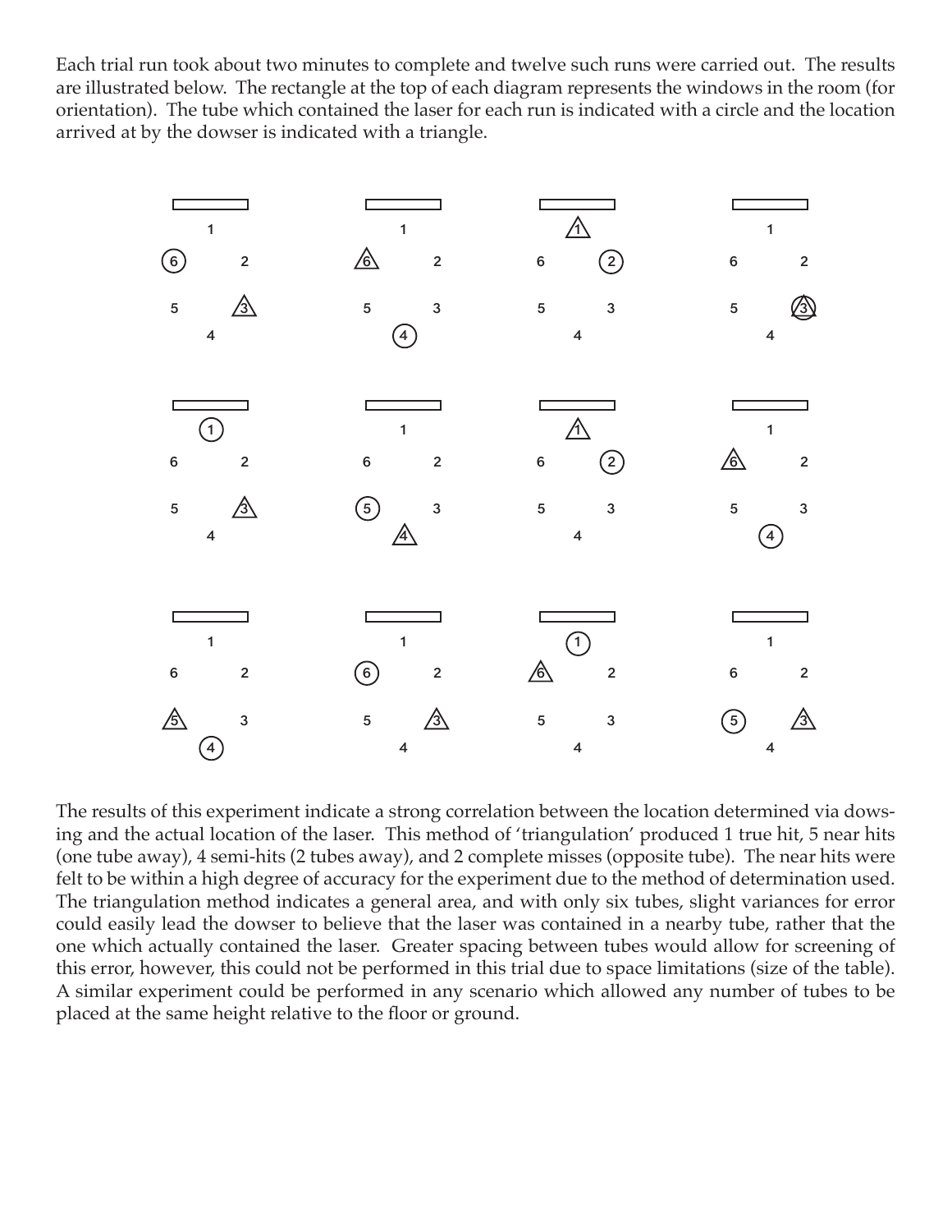Each trial run took about two minutes to complete and twelve such runs were carried out. The results are illustrated below. The rectangle at the top of each diagram represents the windows in the room (for orientation). The tube which contained the laser for each run is indicated with a circle and the location arrived at by the dowser is indicated with a triangle.

The results of this experiment indicate a strong correlation between the location determined via dowsing and the actual location of the laser. This method of 'triangulation' produced 1 true hit, 5 near hits (one tube away), 4 semi-hits (2 tubes away), and 2 complete misses (opposite tube). The near hits were felt to be within a high degree of accuracy for the experiment due to the method of determination used. The triangulation method indicates a general area, and with only six tubes, slight variances for error could easily lead the dowser to believe that the laser was contained in a nearby tube, rather that the one which actually contained the laser. Greater spacing between tubes would allow for screening of this error, however, this could not be performed in this trial due to space limitations (size of the table). A similar experiment could be performed in any scenario which allowed any number of tubes to be placed at the same height relative to the floor or ground.